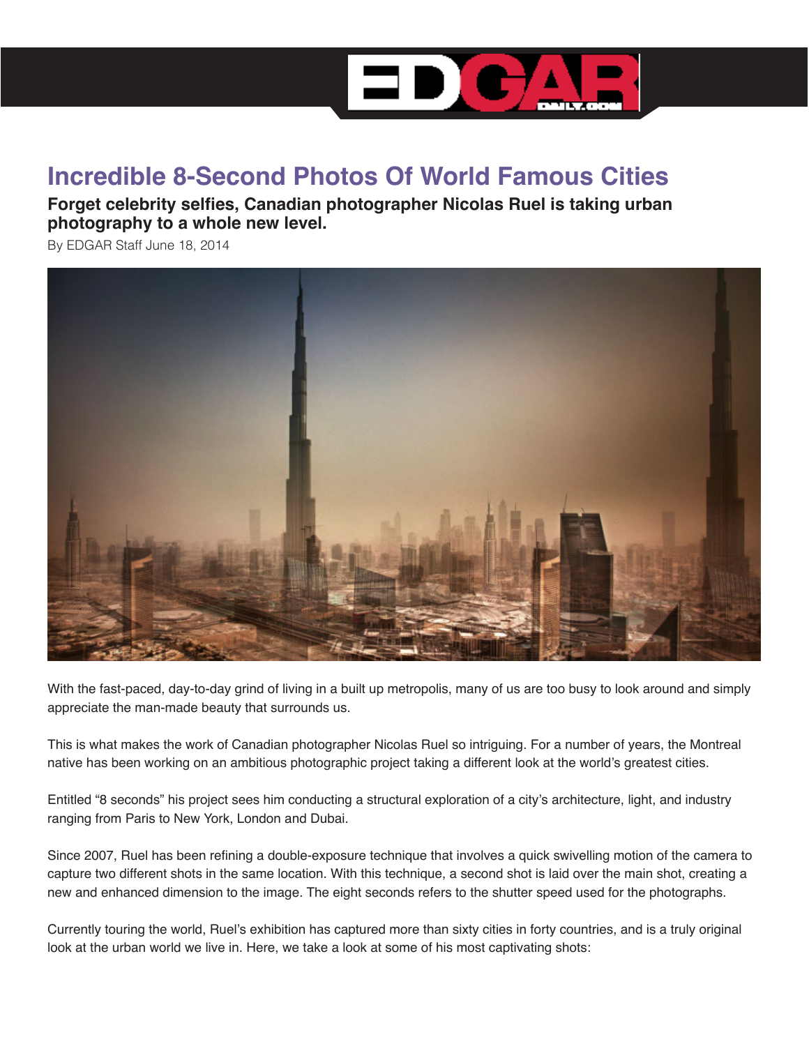# Incredible 8-Second Photos Of World Famous Cities

**Forget celebrity selfies, Canadian photographer Nicolas Ruel is taking urban photography to a whole new level.**

By EDGAR Staff June 18, 2014

With the fast-paced, day-to-day grind of living in a built up metropolis, many of us are too busy to look around and simply appreciate the man-made beauty that surrounds us.

This is what makes the work of Canadian photographer Nicolas Ruel so intriguing. For a number of years, the Montreal native has been working on an ambitious photographic project taking a different look at the world's greatest cities.

Entitled "8 seconds" his project sees him conducting a structural exploration of a city's architecture, light, and industry ranging from Paris to New York, London and Dubai.

Since 2007, Ruel has been refining a double-exposure technique that involves a quick swivelling motion of the camera to capture two different shots in the same location. With this technique, a second shot is laid over the main shot, creating a new and enhanced dimension to the image. The eight seconds refers to the shutter speed used for the photographs.

Currently touring the world, Ruel's exhibition has captured more than sixty cities in forty countries, and is a truly original look at the urban world we live in. Here, we take a look at some of his most captivating shots: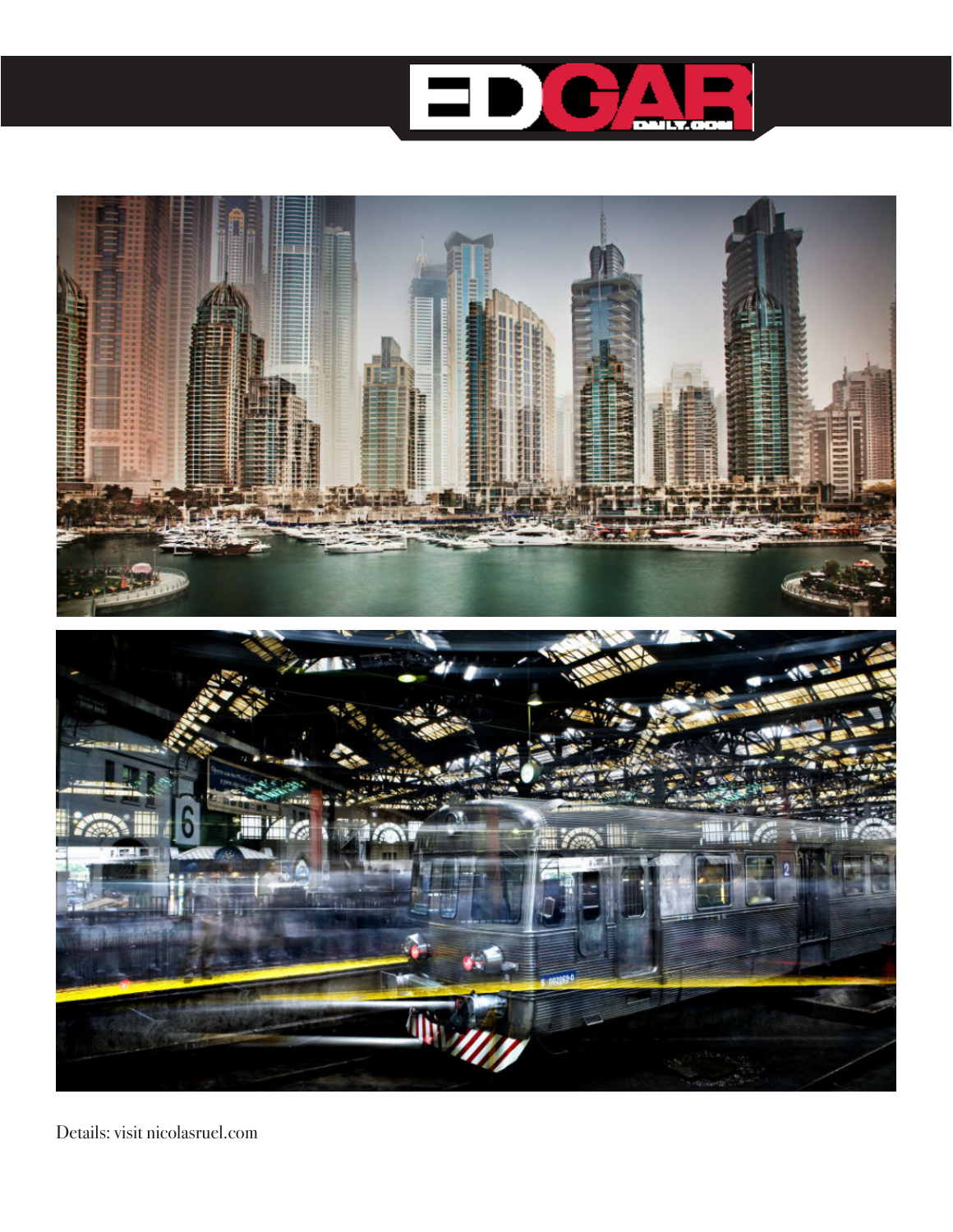Details: visit nicolasruel.com